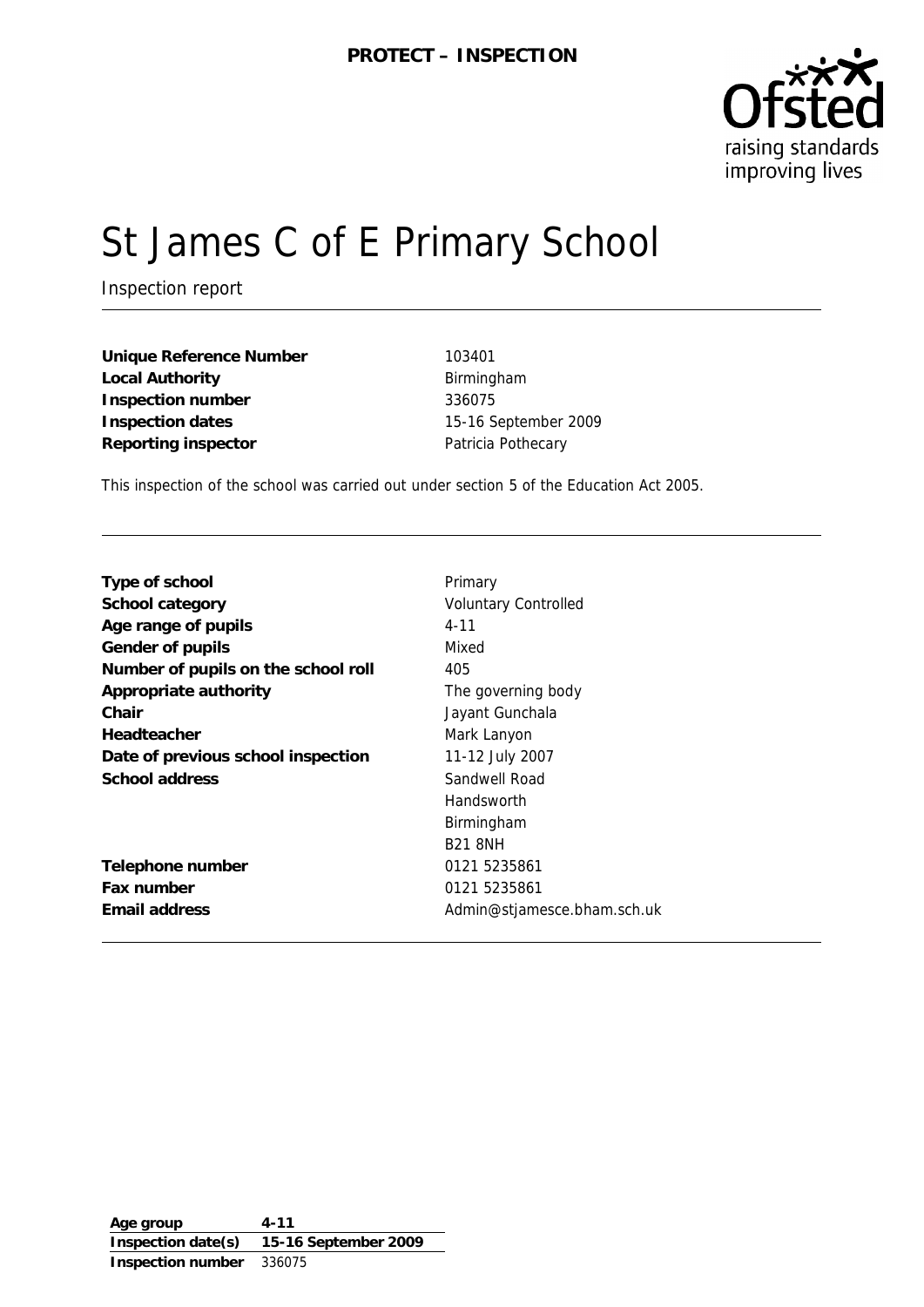**PROTECT – INSPECTION**

# St James C of E Primary School

Inspection report

| | |
|---|---|
| **Unique Reference Number** | 103401 |
| **Local Authority** | Birmingham |
| **Inspection number** | 336075 |
| **Inspection dates** | 15-16 September 2009 |
| **Reporting inspector** | Patricia Pothecary |

This inspection of the school was carried out under section 5 of the Education Act 2005.

| | |
|---|---|
| **Type of school** | Primary |
| **School category** | Voluntary Controlled |
| **Age range of pupils** | 4-11 |
| **Gender of pupils** | Mixed |
| **Number of pupils on the school roll** | 405 |
| **Appropriate authority** | The governing body |
| **Chair** | Jayant Gunchala |
| **Headteacher** | Mark Lanyon |
| **Date of previous school inspection** | 11-12 July 2007 |
| **School address** | Sandwell Road<br>Handsworth<br>Birmingham<br>B21 8NH |
| **Telephone number** | 0121 5235861 |
| **Fax number** | 0121 5235861 |
| **Email address** | Admin@stjamesce.bham.sch.uk |

| | |
|---|---|
| **Age group** | **4-11** |
| **Inspection date(s)** | **15-16 September 2009** |
| **Inspection number** | 336075 |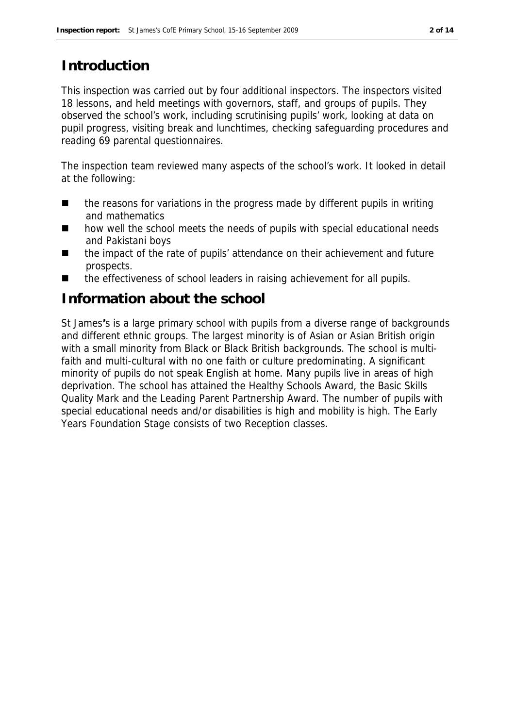# Introduction

This inspection was carried out by four additional inspectors. The inspectors visited 18 lessons, and held meetings with governors, staff, and groups of pupils. They observed the school's work, including scrutinising pupils' work, looking at data on pupil progress, visiting break and lunchtimes, checking safeguarding procedures and reading 69 parental questionnaires.

The inspection team reviewed many aspects of the school's work. It looked in detail at the following:

- the reasons for variations in the progress made by different pupils in writing and mathematics
- how well the school meets the needs of pupils with special educational needs and Pakistani boys
- the impact of the rate of pupils' attendance on their achievement and future prospects.
- the effectiveness of school leaders in raising achievement for all pupils.

# Information about the school

St James's is a large primary school with pupils from a diverse range of backgrounds and different ethnic groups. The largest minority is of Asian or Asian British origin with a small minority from Black or Black British backgrounds. The school is multi-faith and multi-cultural with no one faith or culture predominating. A significant minority of pupils do not speak English at home. Many pupils live in areas of high deprivation. The school has attained the Healthy Schools Award, the Basic Skills Quality Mark and the Leading Parent Partnership Award. The number of pupils with special educational needs and/or disabilities is high and mobility is high. The Early Years Foundation Stage consists of two Reception classes.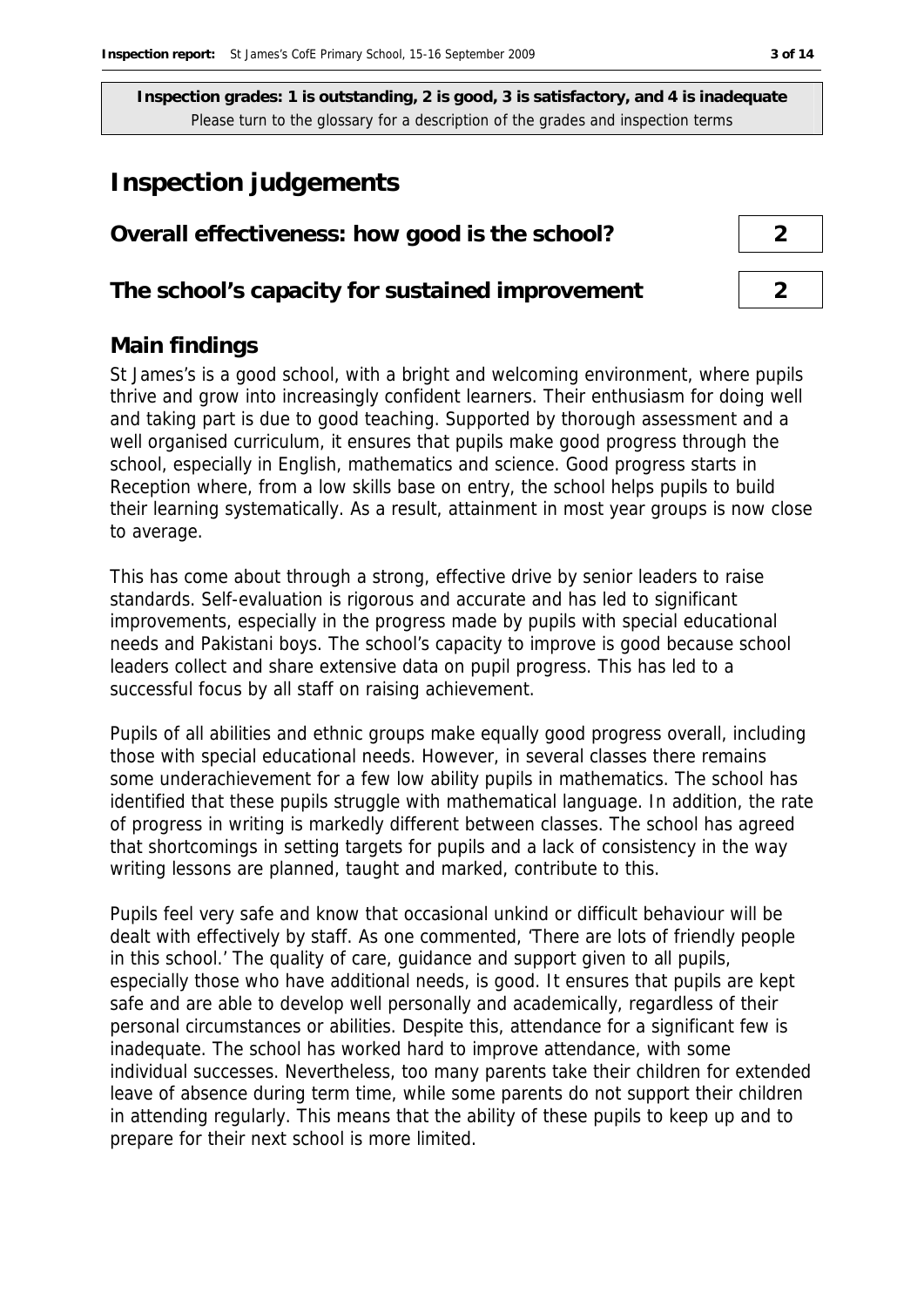**Inspection grades: 1 is outstanding, 2 is good, 3 is satisfactory, and 4 is inadequate**
Please turn to the glossary for a description of the grades and inspection terms

# Inspection judgements

| | |
|---|---|
| **Overall effectiveness: how good is the school?** | 2 |
| **The school's capacity for sustained improvement** | 2 |

## Main findings

St James's is a good school, with a bright and welcoming environment, where pupils thrive and grow into increasingly confident learners. Their enthusiasm for doing well and taking part is due to good teaching. Supported by thorough assessment and a well organised curriculum, it ensures that pupils make good progress through the school, especially in English, mathematics and science. Good progress starts in Reception where, from a low skills base on entry, the school helps pupils to build their learning systematically. As a result, attainment in most year groups is now close to average.

This has come about through a strong, effective drive by senior leaders to raise standards. Self-evaluation is rigorous and accurate and has led to significant improvements, especially in the progress made by pupils with special educational needs and Pakistani boys. The school's capacity to improve is good because school leaders collect and share extensive data on pupil progress. This has led to a successful focus by all staff on raising achievement.

Pupils of all abilities and ethnic groups make equally good progress overall, including those with special educational needs. However, in several classes there remains some underachievement for a few low ability pupils in mathematics. The school has identified that these pupils struggle with mathematical language. In addition, the rate of progress in writing is markedly different between classes. The school has agreed that shortcomings in setting targets for pupils and a lack of consistency in the way writing lessons are planned, taught and marked, contribute to this.

Pupils feel very safe and know that occasional unkind or difficult behaviour will be dealt with effectively by staff. As one commented, 'There are lots of friendly people in this school.' The quality of care, guidance and support given to all pupils, especially those who have additional needs, is good. It ensures that pupils are kept safe and are able to develop well personally and academically, regardless of their personal circumstances or abilities. Despite this, attendance for a significant few is inadequate. The school has worked hard to improve attendance, with some individual successes. Nevertheless, too many parents take their children for extended leave of absence during term time, while some parents do not support their children in attending regularly. This means that the ability of these pupils to keep up and to prepare for their next school is more limited.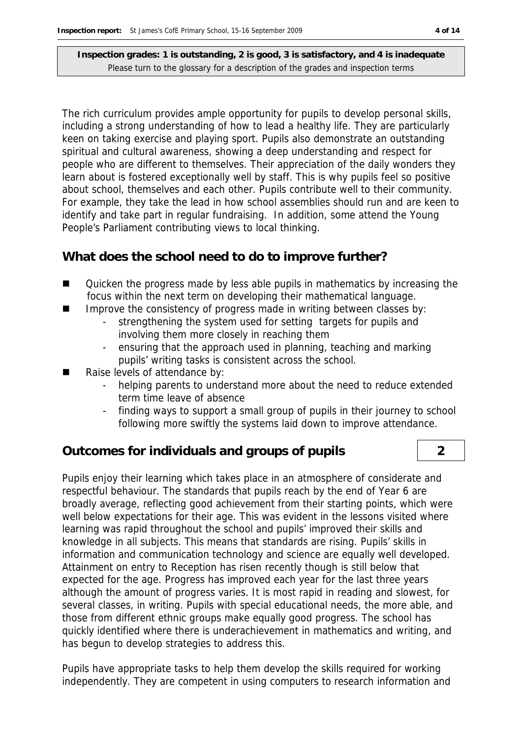**Inspection grades: 1 is outstanding, 2 is good, 3 is satisfactory, and 4 is inadequate**
Please turn to the glossary for a description of the grades and inspection terms

The rich curriculum provides ample opportunity for pupils to develop personal skills, including a strong understanding of how to lead a healthy life. They are particularly keen on taking exercise and playing sport. Pupils also demonstrate an outstanding spiritual and cultural awareness, showing a deep understanding and respect for people who are different to themselves. Their appreciation of the daily wonders they learn about is fostered exceptionally well by staff. This is why pupils feel so positive about school, themselves and each other. Pupils contribute well to their community. For example, they take the lead in how school assemblies should run and are keen to identify and take part in regular fundraising. In addition, some attend the Young People's Parliament contributing views to local thinking.

## What does the school need to do to improve further?

- Quicken the progress made by less able pupils in mathematics by increasing the focus within the next term on developing their mathematical language.
- Improve the consistency of progress made in writing between classes by:
  - strengthening the system used for setting targets for pupils and involving them more closely in reaching them
  - ensuring that the approach used in planning, teaching and marking pupils' writing tasks is consistent across the school.
- Raise levels of attendance by:
  - helping parents to understand more about the need to reduce extended term time leave of absence
  - finding ways to support a small group of pupils in their journey to school following more swiftly the systems laid down to improve attendance.

## Outcomes for individuals and groups of pupils — 2

Pupils enjoy their learning which takes place in an atmosphere of considerate and respectful behaviour. The standards that pupils reach by the end of Year 6 are broadly average, reflecting good achievement from their starting points, which were well below expectations for their age. This was evident in the lessons visited where learning was rapid throughout the school and pupils' improved their skills and knowledge in all subjects. This means that standards are rising. Pupils' skills in information and communication technology and science are equally well developed. Attainment on entry to Reception has risen recently though is still below that expected for the age. Progress has improved each year for the last three years although the amount of progress varies. It is most rapid in reading and slowest, for several classes, in writing. Pupils with special educational needs, the more able, and those from different ethnic groups make equally good progress. The school has quickly identified where there is underachievement in mathematics and writing, and has begun to develop strategies to address this.

Pupils have appropriate tasks to help them develop the skills required for working independently. They are competent in using computers to research information and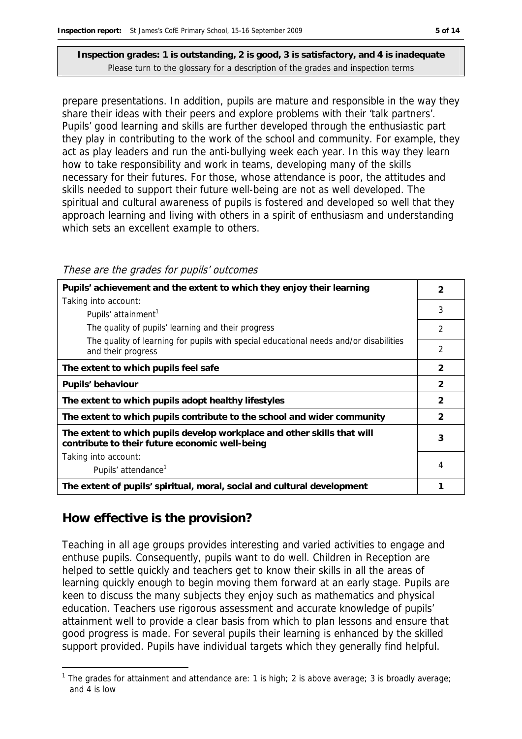**Inspection grades: 1 is outstanding, 2 is good, 3 is satisfactory, and 4 is inadequate**
Please turn to the glossary for a description of the grades and inspection terms

prepare presentations. In addition, pupils are mature and responsible in the way they share their ideas with their peers and explore problems with their 'talk partners'. Pupils' good learning and skills are further developed through the enthusiastic part they play in contributing to the work of the school and community. For example, they act as play leaders and run the anti-bullying week each year. In this way they learn how to take responsibility and work in teams, developing many of the skills necessary for their futures. For those, whose attendance is poor, the attitudes and skills needed to support their future well-being are not as well developed. The spiritual and cultural awareness of pupils is fostered and developed so well that they approach learning and living with others in a spirit of enthusiasm and understanding which sets an excellent example to others.

*These are the grades for pupils' outcomes*

| | |
|---|---|
| **Pupils' achievement and the extent to which they enjoy their learning** | **2** |
| Taking into account:<br>Pupils' attainment[1] | 3 |
| The quality of pupils' learning and their progress | 2 |
| The quality of learning for pupils with special educational needs and/or disabilities and their progress | 2 |
| **The extent to which pupils feel safe** | **2** |
| **Pupils' behaviour** | **2** |
| **The extent to which pupils adopt healthy lifestyles** | **2** |
| **The extent to which pupils contribute to the school and wider community** | **2** |
| **The extent to which pupils develop workplace and other skills that will contribute to their future economic well-being** | **3** |
| Taking into account:<br>Pupils' attendance[1] | 4 |
| **The extent of pupils' spiritual, moral, social and cultural development** | **1** |

## How effective is the provision?

Teaching in all age groups provides interesting and varied activities to engage and enthuse pupils. Consequently, pupils want to do well. Children in Reception are helped to settle quickly and teachers get to know their skills in all the areas of learning quickly enough to begin moving them forward at an early stage. Pupils are keen to discuss the many subjects they enjoy such as mathematics and physical education. Teachers use rigorous assessment and accurate knowledge of pupils' attainment well to provide a clear basis from which to plan lessons and ensure that good progress is made. For several pupils their learning is enhanced by the skilled support provided. Pupils have individual targets which they generally find helpful.

[1] The grades for attainment and attendance are: 1 is high; 2 is above average; 3 is broadly average; and 4 is low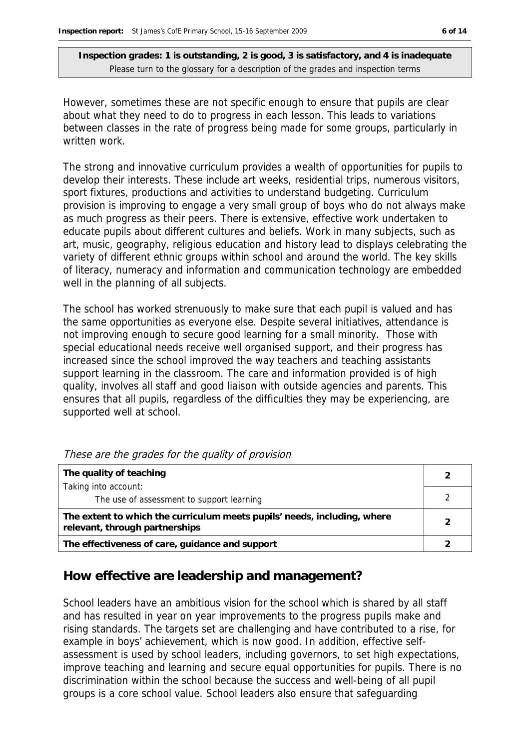**Inspection grades: 1 is outstanding, 2 is good, 3 is satisfactory, and 4 is inadequate**
Please turn to the glossary for a description of the grades and inspection terms

However, sometimes these are not specific enough to ensure that pupils are clear about what they need to do to progress in each lesson. This leads to variations between classes in the rate of progress being made for some groups, particularly in written work.

The strong and innovative curriculum provides a wealth of opportunities for pupils to develop their interests. These include art weeks, residential trips, numerous visitors, sport fixtures, productions and activities to understand budgeting. Curriculum provision is improving to engage a very small group of boys who do not always make as much progress as their peers. There is extensive, effective work undertaken to educate pupils about different cultures and beliefs. Work in many subjects, such as art, music, geography, religious education and history lead to displays celebrating the variety of different ethnic groups within school and around the world. The key skills of literacy, numeracy and information and communication technology are embedded well in the planning of all subjects.

The school has worked strenuously to make sure that each pupil is valued and has the same opportunities as everyone else. Despite several initiatives, attendance is not improving enough to secure good learning for a small minority. Those with special educational needs receive well organised support, and their progress has increased since the school improved the way teachers and teaching assistants support learning in the classroom. The care and information provided is of high quality, involves all staff and good liaison with outside agencies and parents. This ensures that all pupils, regardless of the difficulties they may be experiencing, are supported well at school.

*These are the grades for the quality of provision*

| | |
|---|---|
| **The quality of teaching** | **2** |
| Taking into account: The use of assessment to support learning | 2 |
| **The extent to which the curriculum meets pupils' needs, including, where relevant, through partnerships** | **2** |
| **The effectiveness of care, guidance and support** | **2** |

## How effective are leadership and management?

School leaders have an ambitious vision for the school which is shared by all staff and has resulted in year on year improvements to the progress pupils make and rising standards. The targets set are challenging and have contributed to a rise, for example in boys' achievement, which is now good. In addition, effective self-assessment is used by school leaders, including governors, to set high expectations, improve teaching and learning and secure equal opportunities for pupils. There is no discrimination within the school because the success and well-being of all pupil groups is a core school value. School leaders also ensure that safeguarding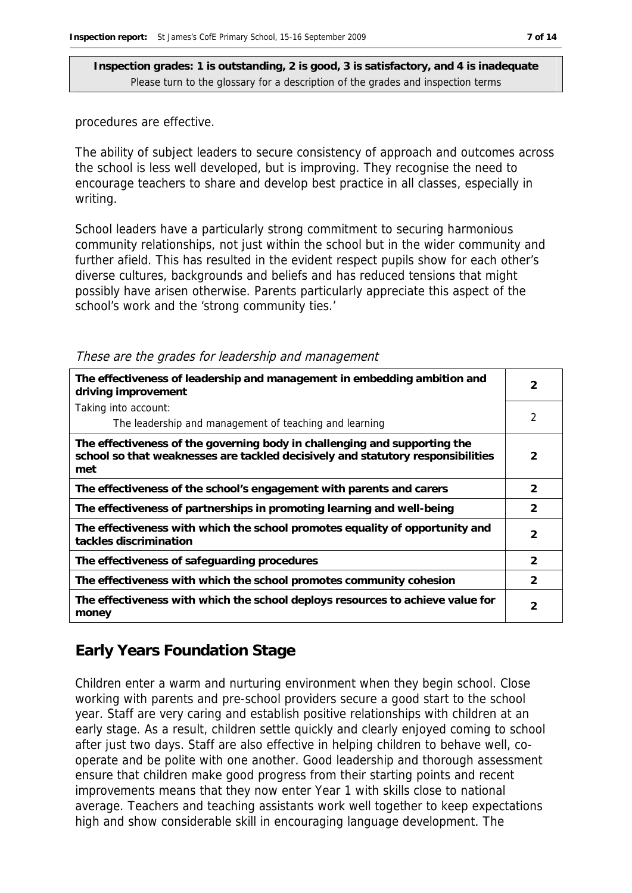**Inspection grades: 1 is outstanding, 2 is good, 3 is satisfactory, and 4 is inadequate**
Please turn to the glossary for a description of the grades and inspection terms

procedures are effective.

The ability of subject leaders to secure consistency of approach and outcomes across the school is less well developed, but is improving. They recognise the need to encourage teachers to share and develop best practice in all classes, especially in writing.

School leaders have a particularly strong commitment to securing harmonious community relationships, not just within the school but in the wider community and further afield. This has resulted in the evident respect pupils show for each other's diverse cultures, backgrounds and beliefs and has reduced tensions that might possibly have arisen otherwise. Parents particularly appreciate this aspect of the school's work and the 'strong community ties.'

*These are the grades for leadership and management*

| | |
|---|---|
| **The effectiveness of leadership and management in embedding ambition and driving improvement** | **2** |
| Taking into account: The leadership and management of teaching and learning | 2 |
| **The effectiveness of the governing body in challenging and supporting the school so that weaknesses are tackled decisively and statutory responsibilities met** | **2** |
| **The effectiveness of the school's engagement with parents and carers** | **2** |
| **The effectiveness of partnerships in promoting learning and well-being** | **2** |
| **The effectiveness with which the school promotes equality of opportunity and tackles discrimination** | **2** |
| **The effectiveness of safeguarding procedures** | **2** |
| **The effectiveness with which the school promotes community cohesion** | **2** |
| **The effectiveness with which the school deploys resources to achieve value for money** | **2** |

## Early Years Foundation Stage

Children enter a warm and nurturing environment when they begin school. Close working with parents and pre-school providers secure a good start to the school year. Staff are very caring and establish positive relationships with children at an early stage. As a result, children settle quickly and clearly enjoyed coming to school after just two days. Staff are also effective in helping children to behave well, co-operate and be polite with one another. Good leadership and thorough assessment ensure that children make good progress from their starting points and recent improvements means that they now enter Year 1 with skills close to national average. Teachers and teaching assistants work well together to keep expectations high and show considerable skill in encouraging language development. The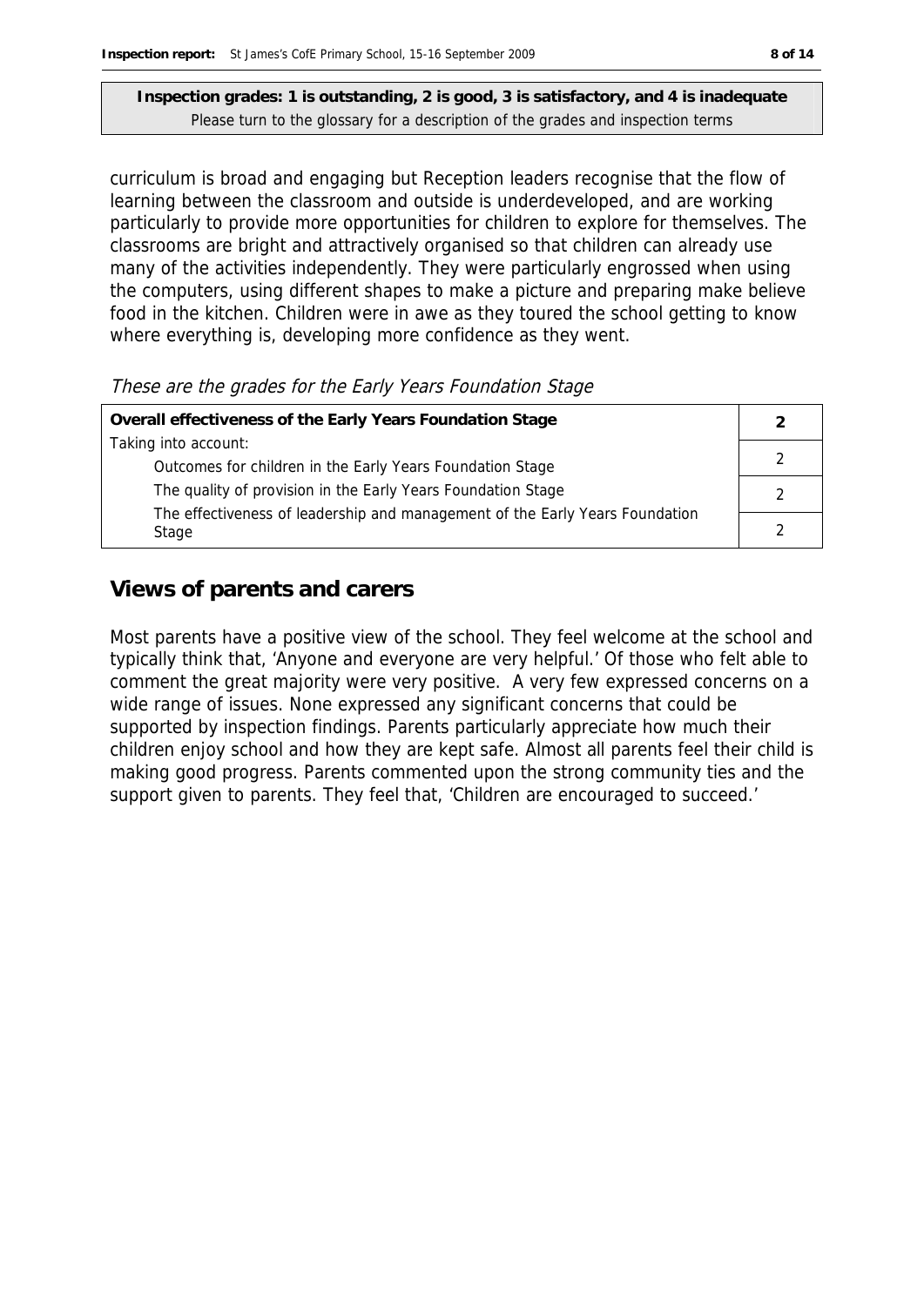**Inspection grades: 1 is outstanding, 2 is good, 3 is satisfactory, and 4 is inadequate**
Please turn to the glossary for a description of the grades and inspection terms

curriculum is broad and engaging but Reception leaders recognise that the flow of learning between the classroom and outside is underdeveloped, and are working particularly to provide more opportunities for children to explore for themselves. The classrooms are bright and attractively organised so that children can already use many of the activities independently. They were particularly engrossed when using the computers, using different shapes to make a picture and preparing make believe food in the kitchen. Children were in awe as they toured the school getting to know where everything is, developing more confidence as they went.

*These are the grades for the Early Years Foundation Stage*

| **Overall effectiveness of the Early Years Foundation Stage** | **2** |
|---|---|
| Taking into account: Outcomes for children in the Early Years Foundation Stage | 2 |
| The quality of provision in the Early Years Foundation Stage | 2 |
| The effectiveness of leadership and management of the Early Years Foundation Stage | 2 |

## Views of parents and carers

Most parents have a positive view of the school. They feel welcome at the school and typically think that, 'Anyone and everyone are very helpful.' Of those who felt able to comment the great majority were very positive. A very few expressed concerns on a wide range of issues. None expressed any significant concerns that could be supported by inspection findings. Parents particularly appreciate how much their children enjoy school and how they are kept safe. Almost all parents feel their child is making good progress. Parents commented upon the strong community ties and the support given to parents. They feel that, 'Children are encouraged to succeed.'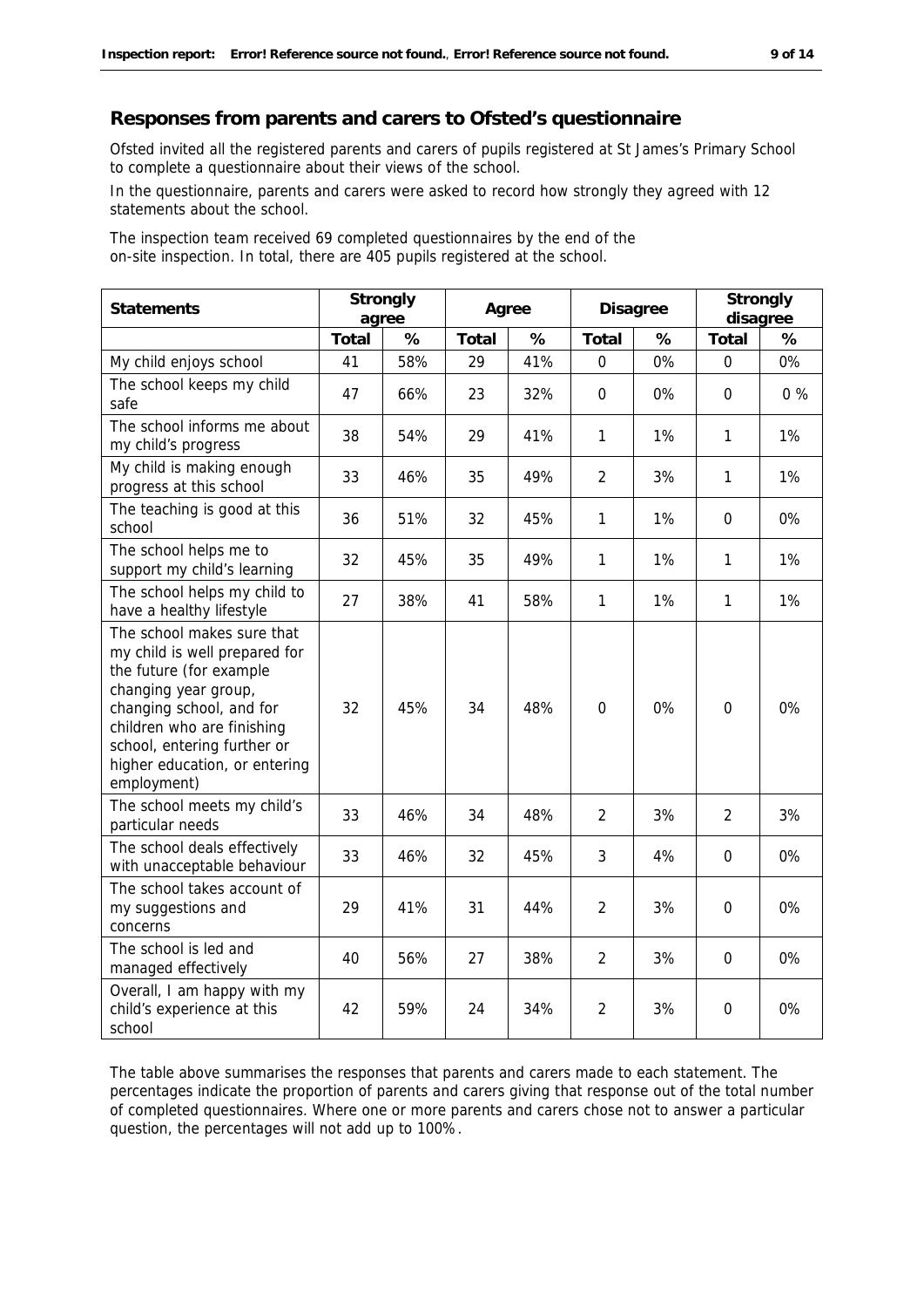## Responses from parents and carers to Ofsted's questionnaire

Ofsted invited all the registered parents and carers of pupils registered at St James's Primary School to complete a questionnaire about their views of the school.

In the questionnaire, parents and carers were asked to record how strongly they agreed with 12 statements about the school.

The inspection team received 69 completed questionnaires by the end of the on-site inspection. In total, there are 405 pupils registered at the school.

| Statements | Strongly agree | | Agree | | Disagree | | Strongly disagree | |
|---|---|---|---|---|---|---|---|---|
| | Total | % | Total | % | Total | % | Total | % |
| My child enjoys school | 41 | 58% | 29 | 41% | 0 | 0% | 0 | 0% |
| The school keeps my child safe | 47 | 66% | 23 | 32% | 0 | 0% | 0 | 0 % |
| The school informs me about my child's progress | 38 | 54% | 29 | 41% | 1 | 1% | 1 | 1% |
| My child is making enough progress at this school | 33 | 46% | 35 | 49% | 2 | 3% | 1 | 1% |
| The teaching is good at this school | 36 | 51% | 32 | 45% | 1 | 1% | 0 | 0% |
| The school helps me to support my child's learning | 32 | 45% | 35 | 49% | 1 | 1% | 1 | 1% |
| The school helps my child to have a healthy lifestyle | 27 | 38% | 41 | 58% | 1 | 1% | 1 | 1% |
| The school makes sure that my child is well prepared for the future (for example changing year group, changing school, and for children who are finishing school, entering further or higher education, or entering employment) | 32 | 45% | 34 | 48% | 0 | 0% | 0 | 0% |
| The school meets my child's particular needs | 33 | 46% | 34 | 48% | 2 | 3% | 2 | 3% |
| The school deals effectively with unacceptable behaviour | 33 | 46% | 32 | 45% | 3 | 4% | 0 | 0% |
| The school takes account of my suggestions and concerns | 29 | 41% | 31 | 44% | 2 | 3% | 0 | 0% |
| The school is led and managed effectively | 40 | 56% | 27 | 38% | 2 | 3% | 0 | 0% |
| Overall, I am happy with my child's experience at this school | 42 | 59% | 24 | 34% | 2 | 3% | 0 | 0% |

The table above summarises the responses that parents and carers made to each statement. The percentages indicate the proportion of parents and carers giving that response out of the total number of completed questionnaires. Where one or more parents and carers chose not to answer a particular question, the percentages will not add up to 100%.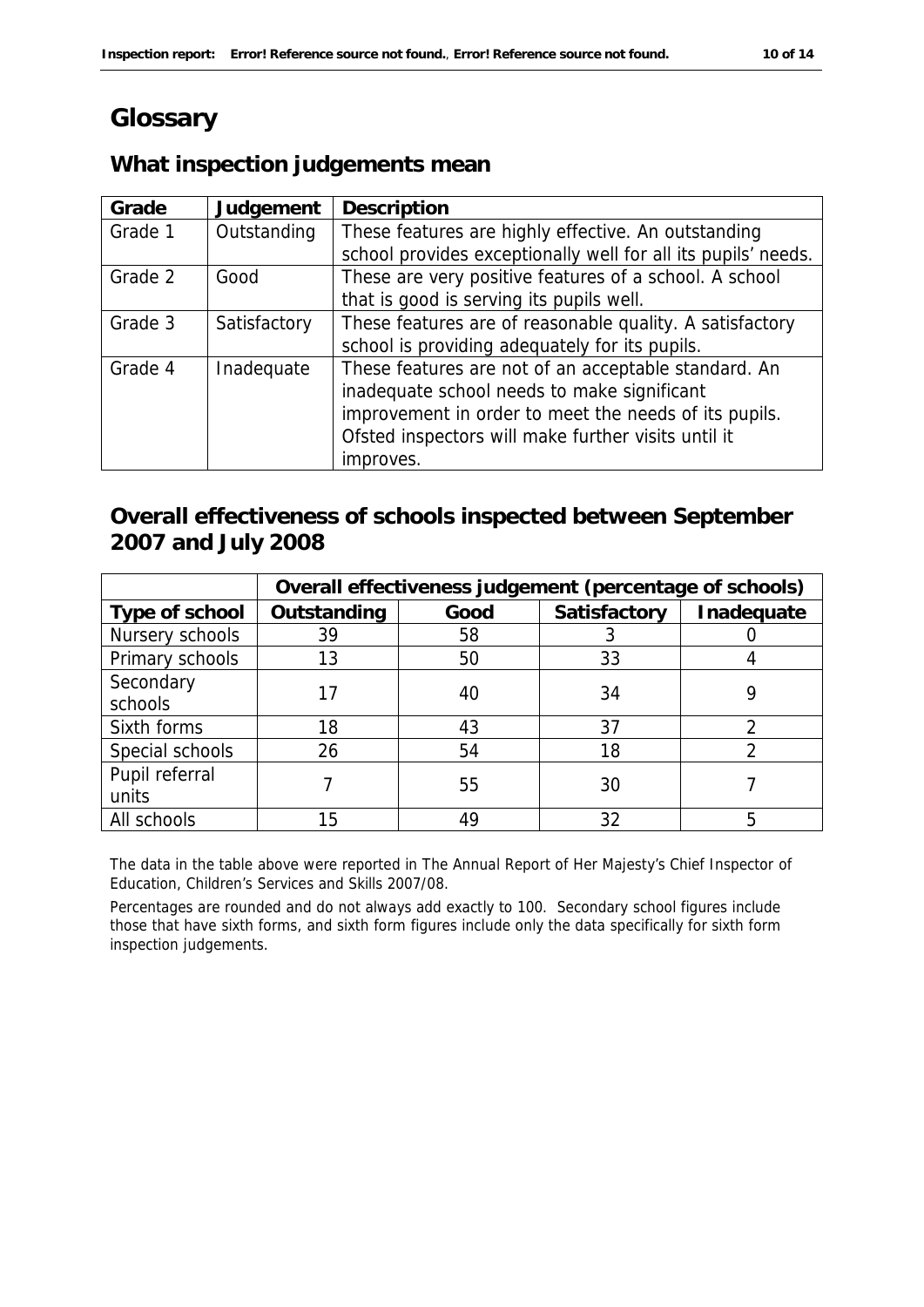# Glossary

## What inspection judgements mean

| Grade | Judgement | Description |
|---|---|---|
| Grade 1 | Outstanding | These features are highly effective. An outstanding school provides exceptionally well for all its pupils' needs. |
| Grade 2 | Good | These are very positive features of a school. A school that is good is serving its pupils well. |
| Grade 3 | Satisfactory | These features are of reasonable quality. A satisfactory school is providing adequately for its pupils. |
| Grade 4 | Inadequate | These features are not of an acceptable standard. An inadequate school needs to make significant improvement in order to meet the needs of its pupils. Ofsted inspectors will make further visits until it improves. |

## Overall effectiveness of schools inspected between September 2007 and July 2008

| | Overall effectiveness judgement (percentage of schools) | | | |
|---|---|---|---|---|
| Type of school | Outstanding | Good | Satisfactory | Inadequate |
| Nursery schools | 39 | 58 | 3 | 0 |
| Primary schools | 13 | 50 | 33 | 4 |
| Secondary schools | 17 | 40 | 34 | 9 |
| Sixth forms | 18 | 43 | 37 | 2 |
| Special schools | 26 | 54 | 18 | 2 |
| Pupil referral units | 7 | 55 | 30 | 7 |
| All schools | 15 | 49 | 32 | 5 |

The data in the table above were reported in The Annual Report of Her Majesty's Chief Inspector of Education, Children's Services and Skills 2007/08.

Percentages are rounded and do not always add exactly to 100. Secondary school figures include those that have sixth forms, and sixth form figures include only the data specifically for sixth form inspection judgements.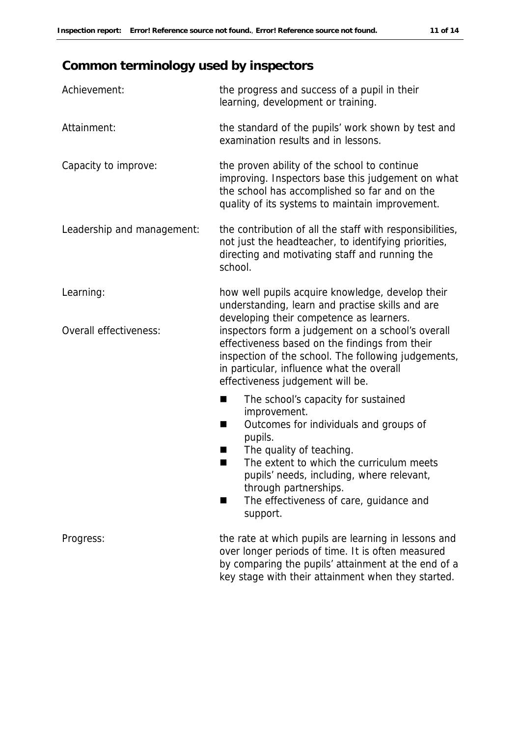## Common terminology used by inspectors

| | |
|---|---|
| Achievement: | the progress and success of a pupil in their learning, development or training. |
| Attainment: | the standard of the pupils' work shown by test and examination results and in lessons. |
| Capacity to improve: | the proven ability of the school to continue improving. Inspectors base this judgement on what the school has accomplished so far and on the quality of its systems to maintain improvement. |
| Leadership and management: | the contribution of all the staff with responsibilities, not just the headteacher, to identifying priorities, directing and motivating staff and running the school. |
| Learning: | how well pupils acquire knowledge, develop their understanding, learn and practise skills and are developing their competence as learners. |
| Overall effectiveness: | inspectors form a judgement on a school's overall effectiveness based on the findings from their inspection of the school. The following judgements, in particular, influence what the overall effectiveness judgement will be.<br>■ The school's capacity for sustained improvement.<br>■ Outcomes for individuals and groups of pupils.<br>■ The quality of teaching.<br>■ The extent to which the curriculum meets pupils' needs, including, where relevant, through partnerships.<br>■ The effectiveness of care, guidance and support. |
| Progress: | the rate at which pupils are learning in lessons and over longer periods of time. It is often measured by comparing the pupils' attainment at the end of a key stage with their attainment when they started. |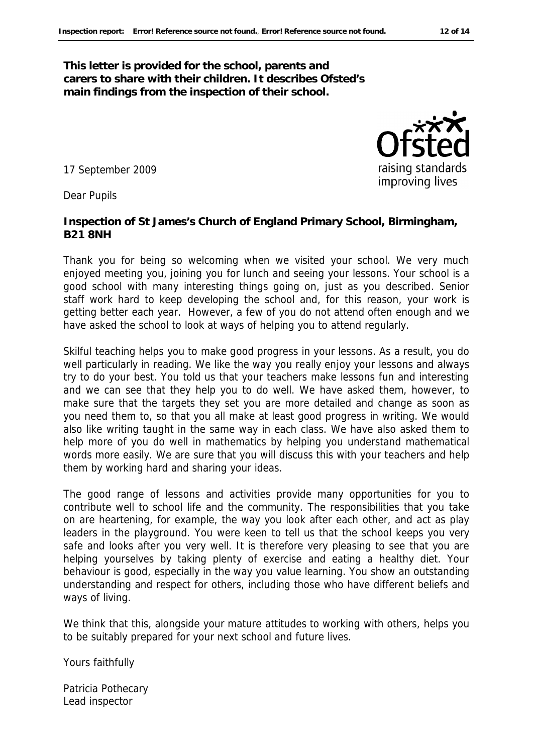**This letter is provided for the school, parents and carers to share with their children. It describes Ofsted's main findings from the inspection of their school.**

17 September 2009

Dear Pupils

**Inspection of St James's Church of England Primary School, Birmingham, B21 8NH**

Thank you for being so welcoming when we visited your school. We very much enjoyed meeting you, joining you for lunch and seeing your lessons. Your school is a good school with many interesting things going on, just as you described. Senior staff work hard to keep developing the school and, for this reason, your work is getting better each year. However, a few of you do not attend often enough and we have asked the school to look at ways of helping you to attend regularly.

Skilful teaching helps you to make good progress in your lessons. As a result, you do well particularly in reading. We like the way you really enjoy your lessons and always try to do your best. You told us that your teachers make lessons fun and interesting and we can see that they help you to do well. We have asked them, however, to make sure that the targets they set you are more detailed and change as soon as you need them to, so that you all make at least good progress in writing. We would also like writing taught in the same way in each class. We have also asked them to help more of you do well in mathematics by helping you understand mathematical words more easily. We are sure that you will discuss this with your teachers and help them by working hard and sharing your ideas.

The good range of lessons and activities provide many opportunities for you to contribute well to school life and the community. The responsibilities that you take on are heartening, for example, the way you look after each other, and act as play leaders in the playground. You were keen to tell us that the school keeps you very safe and looks after you very well. It is therefore very pleasing to see that you are helping yourselves by taking plenty of exercise and eating a healthy diet. Your behaviour is good, especially in the way you value learning. You show an outstanding understanding and respect for others, including those who have different beliefs and ways of living.

We think that this, alongside your mature attitudes to working with others, helps you to be suitably prepared for your next school and future lives.

Yours faithfully

Patricia Pothecary
Lead inspector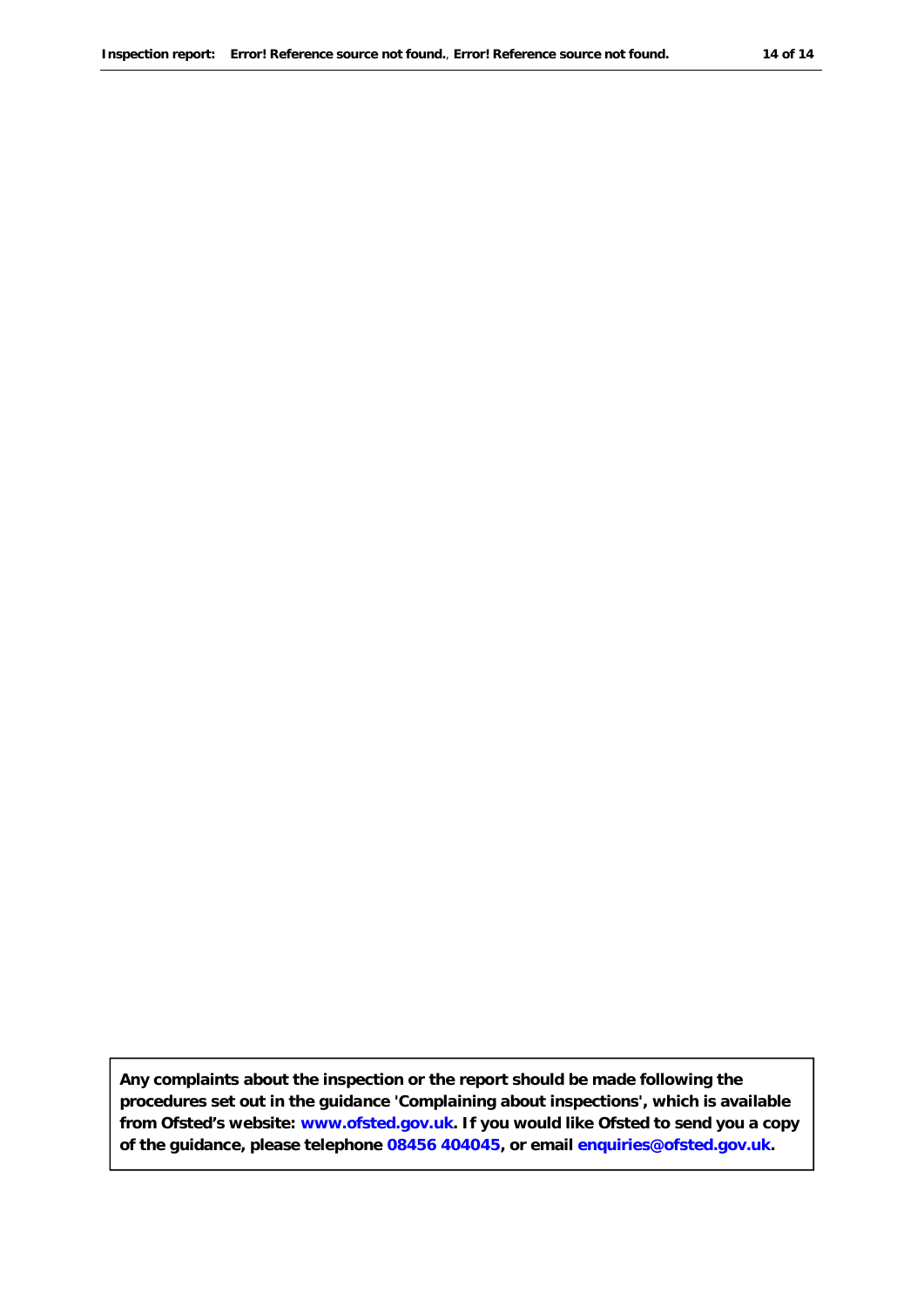**Any complaints about the inspection or the report should be made following the procedures set out in the guidance 'Complaining about inspections', which is available from Ofsted's website: www.ofsted.gov.uk. If you would like Ofsted to send you a copy of the guidance, please telephone 08456 404045, or email enquiries@ofsted.gov.uk.**